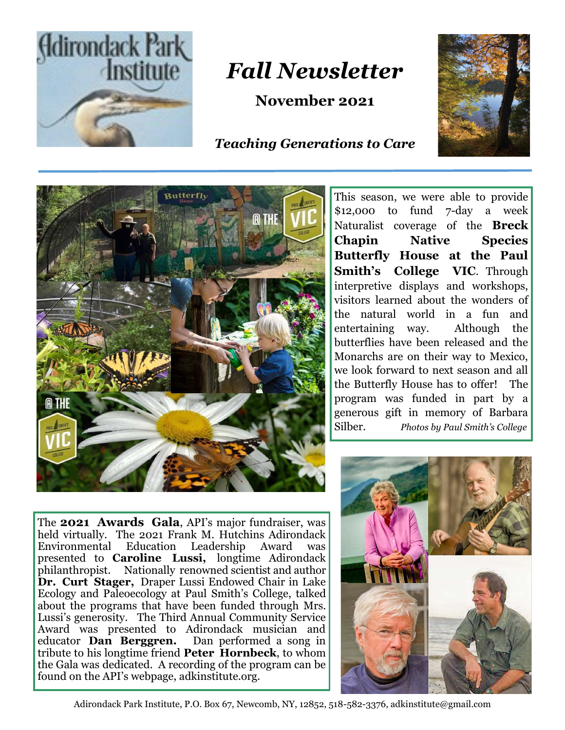Adirondack Park Institute

# *Fall Newsletter*

**November 2021**

***Teaching Generations to Care***

This season, we were able to provide $12,000 to fund 7-day a week Naturalist coverage of the **Breck Chapin Native Species Butterfly House at the Paul Smith's College VIC**. Through interpretive displays and workshops, visitors learned about the wonders of the natural world in a fun and entertaining way. Although the butterflies have been released and the Monarchs are on their way to Mexico, we look forward to next season and all the Butterfly House has to offer! The program was funded in part by a generous gift in memory of Barbara Silber. *Photos by Paul Smith's College*

The **2021 Awards Gala**, API's major fundraiser, was held virtually. The 2021 Frank M. Hutchins Adirondack Environmental Education Leadership Award was presented to **Caroline Lussi,** longtime Adirondack philanthropist. Nationally renowned scientist and author **Dr. Curt Stager,** Draper Lussi Endowed Chair in Lake Ecology and Paleoecology at Paul Smith's College, talked about the programs that have been funded through Mrs. Lussi's generosity. The Third Annual Community Service Award was presented to Adirondack musician and educator **Dan Berggren.** Dan performed a song in tribute to his longtime friend **Peter Hornbeck**, to whom the Gala was dedicated. A recording of the program can be found on the API's webpage, adkinstitute.org.

Adirondack Park Institute, P.O. Box 67, Newcomb, NY, 12852, 518-582-3376, adkinstitute@gmail.com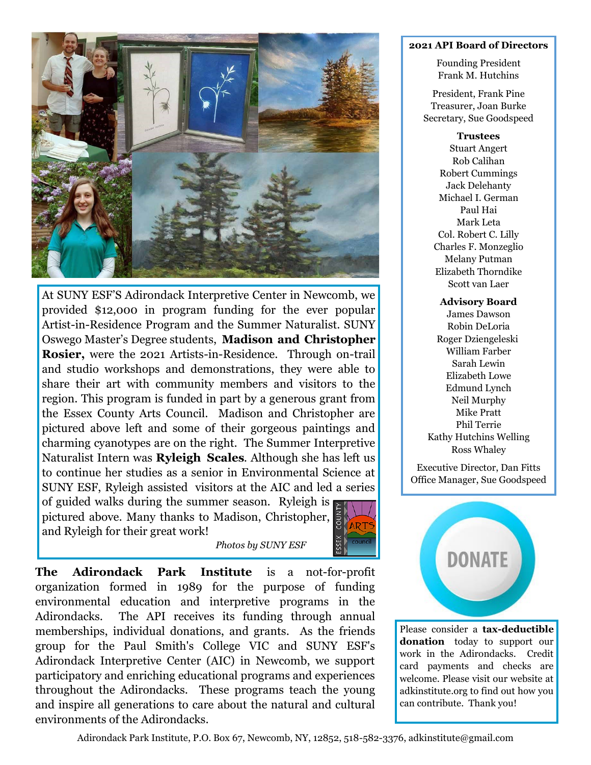At SUNY ESF'S Adirondack Interpretive Center in Newcomb, we provided $12,000 in program funding for the ever popular Artist-in-Residence Program and the Summer Naturalist. SUNY Oswego Master's Degree students, **Madison and Christopher Rosier,** were the 2021 Artists-in-Residence. Through on-trail and studio workshops and demonstrations, they were able to share their art with community members and visitors to the region. This program is funded in part by a generous grant from the Essex County Arts Council. Madison and Christopher are pictured above left and some of their gorgeous paintings and charming cyanotypes are on the right. The Summer Interpretive Naturalist Intern was **Ryleigh Scales**. Although she has left us to continue her studies as a senior in Environmental Science at SUNY ESF, Ryleigh assisted visitors at the AIC and led a series of guided walks during the summer season. Ryleigh is pictured above. Many thanks to Madison, Christopher, and Ryleigh for their great work!

*Photos by SUNY ESF*

**The Adirondack Park Institute** is a not-for-profit organization formed in 1989 for the purpose of funding environmental education and interpretive programs in the Adirondacks. The API receives its funding through annual memberships, individual donations, and grants. As the friends group for the Paul Smith's College VIC and SUNY ESF's Adirondack Interpretive Center (AIC) in Newcomb, we support participatory and enriching educational programs and experiences throughout the Adirondacks. These programs teach the young and inspire all generations to care about the natural and cultural environments of the Adirondacks.

**2021 API Board of Directors**

Founding President
Frank M. Hutchins

President, Frank Pine
Treasurer, Joan Burke
Secretary, Sue Goodspeed

**Trustees**

Stuart Angert
Rob Calihan
Robert Cummings
Jack Delehanty
Michael I. German
Paul Hai
Mark Leta
Col. Robert C. Lilly
Charles F. Monzeglio
Melany Putman
Elizabeth Thorndike
Scott van Laer

**Advisory Board**

James Dawson
Robin DeLoria
Roger Dziengeleski
William Farber
Sarah Lewin
Elizabeth Lowe
Edmund Lynch
Neil Murphy
Mike Pratt
Phil Terrie
Kathy Hutchins Welling
Ross Whaley

Executive Director, Dan Fitts
Office Manager, Sue Goodspeed

DONATE

Please consider a **tax-deductible donation** today to support our work in the Adirondacks. Credit card payments and checks are welcome. Please visit our website at adkinstitute.org to find out how you can contribute. Thank you!

Adirondack Park Institute, P.O. Box 67, Newcomb, NY, 12852, 518-582-3376, adkinstitute@gmail.com